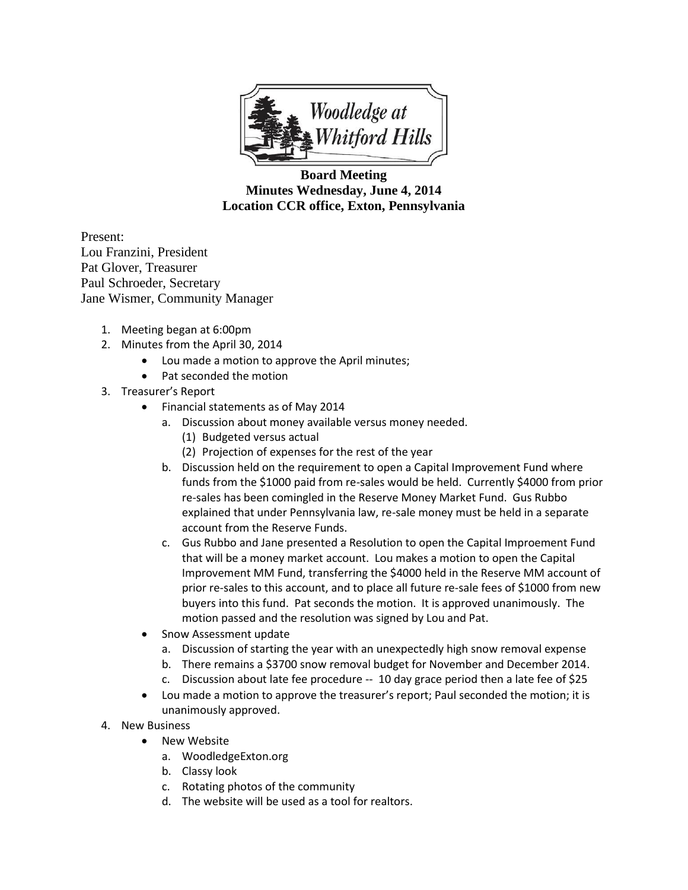Woodledge at Whitford Hills

**Board Meeting**
**Minutes Wednesday, June 4, 2014**
**Location CCR office, Exton, Pennsylvania**

Present:
Lou Franzini, President
Pat Glover, Treasurer
Paul Schroeder, Secretary
Jane Wismer, Community Manager

1. Meeting began at 6:00pm
2. Minutes from the April 30, 2014
   - Lou made a motion to approve the April minutes;
   - Pat seconded the motion
3. Treasurer's Report
   - Financial statements as of May 2014
     a. Discussion about money available versus money needed.
        (1) Budgeted versus actual
        (2) Projection of expenses for the rest of the year
     b. Discussion held on the requirement to open a Capital Improvement Fund where funds from the $1000 paid from re-sales would be held. Currently $4000 from prior re-sales has been comingled in the Reserve Money Market Fund. Gus Rubbo explained that under Pennsylvania law, re-sale money must be held in a separate account from the Reserve Funds.
     c. Gus Rubbo and Jane presented a Resolution to open the Capital Improement Fund that will be a money market account. Lou makes a motion to open the Capital Improvement MM Fund, transferring the $4000 held in the Reserve MM account of prior re-sales to this account, and to place all future re-sale fees of $1000 from new buyers into this fund. Pat seconds the motion. It is approved unanimously. The motion passed and the resolution was signed by Lou and Pat.
   - Snow Assessment update
     a. Discussion of starting the year with an unexpectedly high snow removal expense
     b. There remains a $3700 snow removal budget for November and December 2014.
     c. Discussion about late fee procedure -- 10 day grace period then a late fee of $25
   - Lou made a motion to approve the treasurer's report; Paul seconded the motion; it is unanimously approved.
4. New Business
   - New Website
     a. WoodledgeExton.org
     b. Classy look
     c. Rotating photos of the community
     d. The website will be used as a tool for realtors.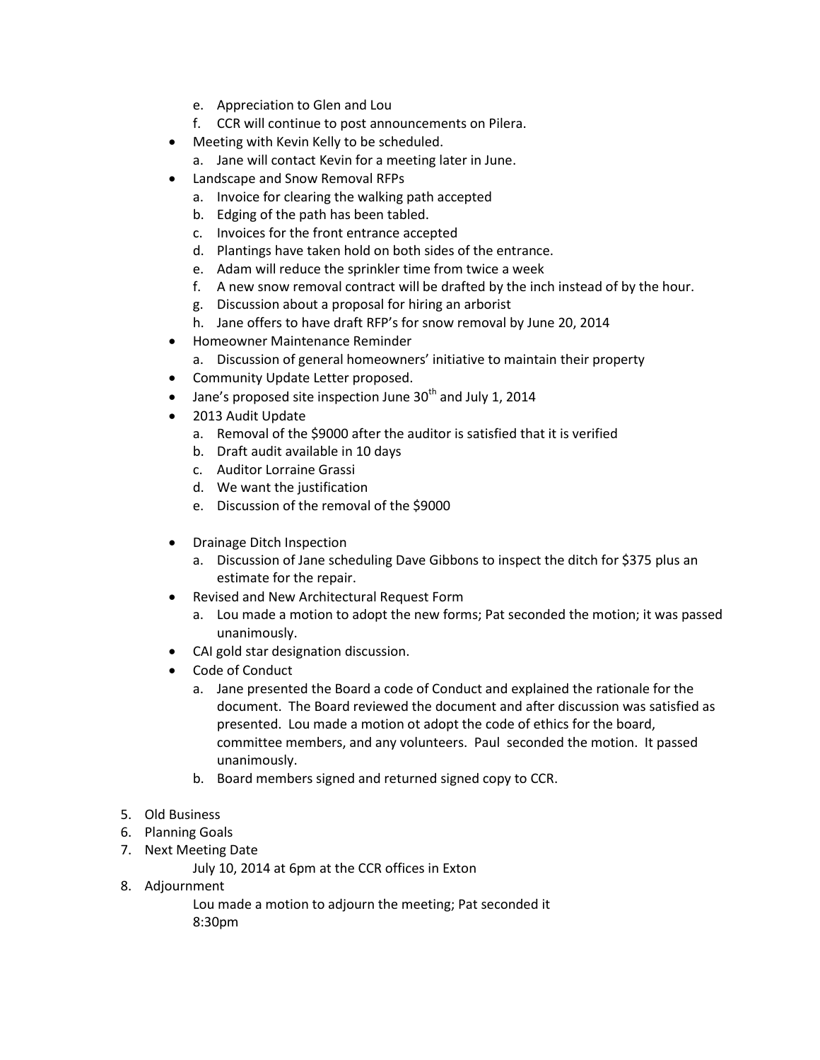e. Appreciation to Glen and Lou
   f. CCR will continue to post announcements on Pilera.
- Meeting with Kevin Kelly to be scheduled.
   a. Jane will contact Kevin for a meeting later in June.
- Landscape and Snow Removal RFPs
   a. Invoice for clearing the walking path accepted
   b. Edging of the path has been tabled.
   c. Invoices for the front entrance accepted
   d. Plantings have taken hold on both sides of the entrance.
   e. Adam will reduce the sprinkler time from twice a week
   f. A new snow removal contract will be drafted by the inch instead of by the hour.
   g. Discussion about a proposal for hiring an arborist
   h. Jane offers to have draft RFP's for snow removal by June 20, 2014
- Homeowner Maintenance Reminder
   a. Discussion of general homeowners' initiative to maintain their property
- Community Update Letter proposed.
- Jane's proposed site inspection June 30th and July 1, 2014
- 2013 Audit Update
   a. Removal of the $9000 after the auditor is satisfied that it is verified
   b. Draft audit available in 10 days
   c. Auditor Lorraine Grassi
   d. We want the justification
   e. Discussion of the removal of the $9000
- Drainage Ditch Inspection
   a. Discussion of Jane scheduling Dave Gibbons to inspect the ditch for $375 plus an estimate for the repair.
- Revised and New Architectural Request Form
   a. Lou made a motion to adopt the new forms; Pat seconded the motion; it was passed unanimously.
- CAI gold star designation discussion.
- Code of Conduct
   a. Jane presented the Board a code of Conduct and explained the rationale for the document. The Board reviewed the document and after discussion was satisfied as presented. Lou made a motion ot adopt the code of ethics for the board, committee members, and any volunteers. Paul seconded the motion. It passed unanimously.
   b. Board members signed and returned signed copy to CCR.

5. Old Business
6. Planning Goals
7. Next Meeting Date

   July 10, 2014 at 6pm at the CCR offices in Exton

8. Adjournment

   Lou made a motion to adjourn the meeting; Pat seconded it
   8:30pm